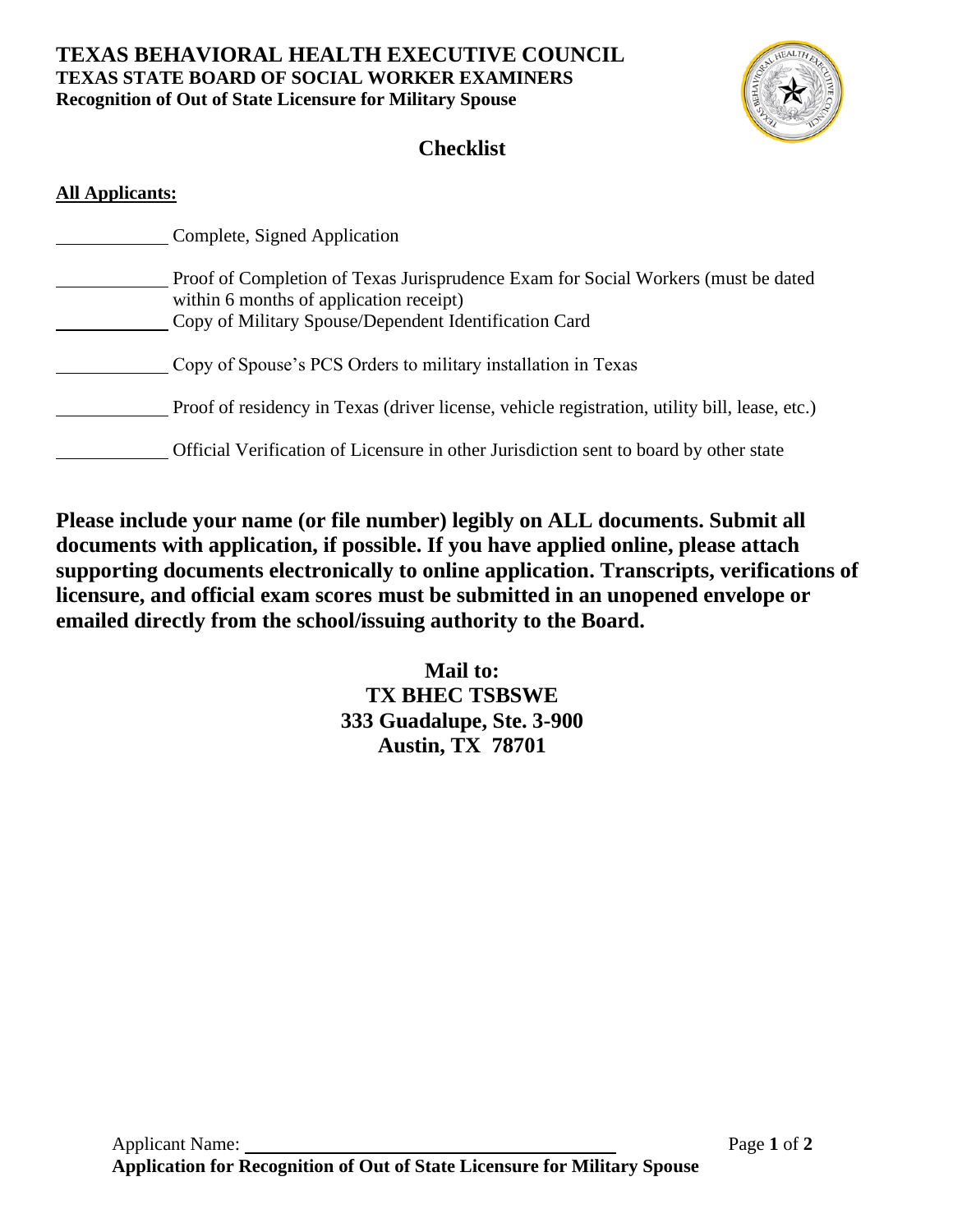# TEXAS BEHAVIORAL HEALTH EXECUTIVE COUNCIL

**TEXAS STATE BOARD OF SOCIAL WORKER EXAMINERS**

**Recognition of Out of State Licensure for Military Spouse**

## Checklist

**All Applicants:**

\_\_\_\_\_\_\_\_\_\_ Complete, Signed Application

\_\_\_\_\_\_\_\_\_\_ Proof of Completion of Texas Jurisprudence Exam for Social Workers (must be dated within 6 months of application receipt)

\_\_\_\_\_\_\_\_\_\_ Copy of Military Spouse/Dependent Identification Card

\_\_\_\_\_\_\_\_\_\_ Copy of Spouse's PCS Orders to military installation in Texas

\_\_\_\_\_\_\_\_\_\_ Proof of residency in Texas (driver license, vehicle registration, utility bill, lease, etc.)

\_\_\_\_\_\_\_\_\_\_ Official Verification of Licensure in other Jurisdiction sent to board by other state

**Please include your name (or file number) legibly on ALL documents. Submit all documents with application, if possible. If you have applied online, please attach supporting documents electronically to online application. Transcripts, verifications of licensure, and official exam scores must be submitted in an unopened envelope or emailed directly from the school/issuing authority to the Board.**

**Mail to:**
**TX BHEC TSBSWE**
**333 Guadalupe, Ste. 3-900**
**Austin, TX 78701**

Applicant Name: \_\_\_\_\_\_\_\_\_\_\_\_\_\_\_\_\_\_\_\_\_\_\_\_\_\_\_\_\_\_

**Application for Recognition of Out of State Licensure for Military Spouse**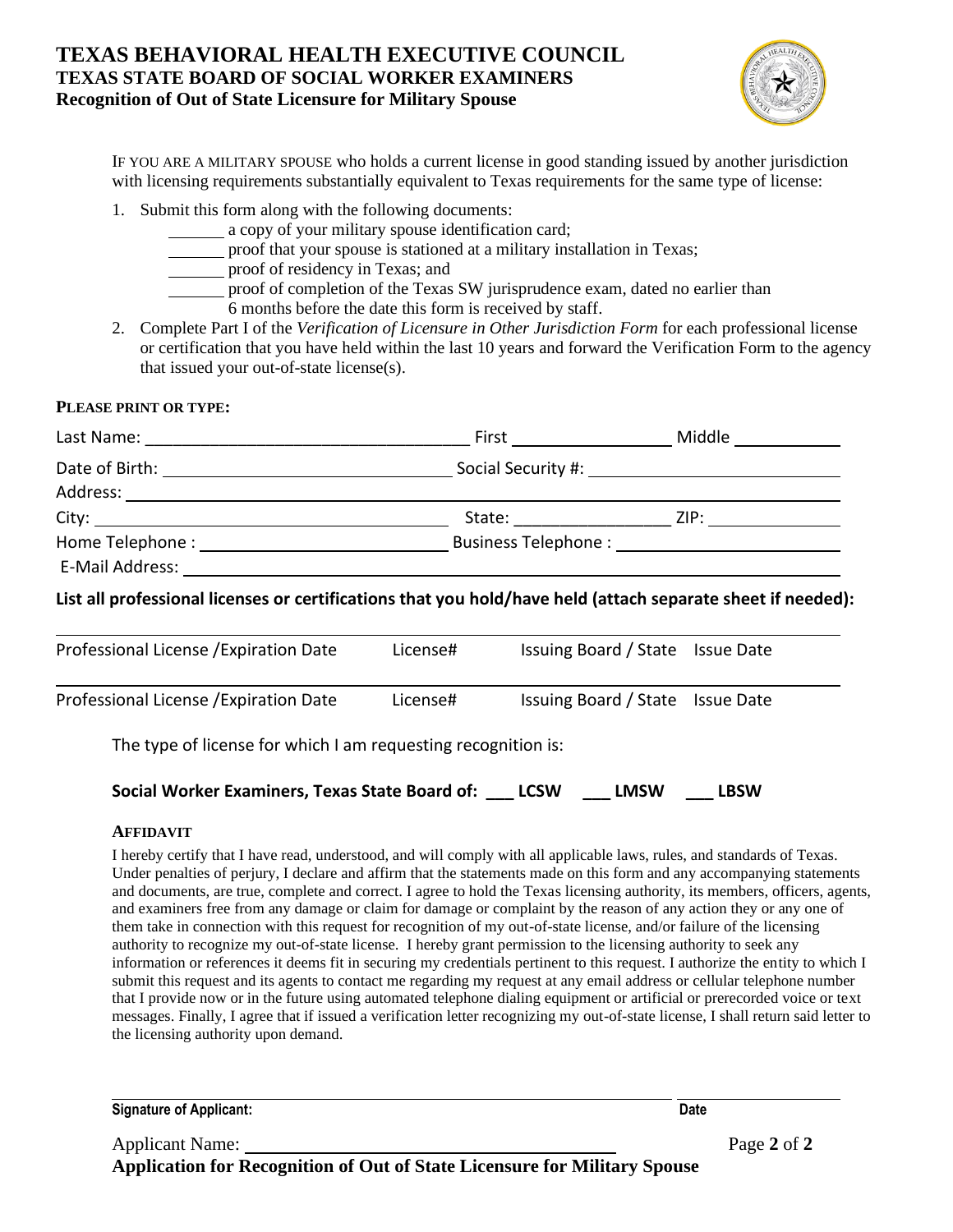# TEXAS BEHAVIORAL HEALTH EXECUTIVE COUNCIL
## TEXAS STATE BOARD OF SOCIAL WORKER EXAMINERS
### Recognition of Out of State Licensure for Military Spouse

IF YOU ARE A MILITARY SPOUSE who holds a current license in good standing issued by another jurisdiction with licensing requirements substantially equivalent to Texas requirements for the same type of license:

1. Submit this form along with the following documents:
   - ______ a copy of your military spouse identification card;
   - ______ proof that your spouse is stationed at a military installation in Texas;
   - ______ proof of residency in Texas; and
   - ______ proof of completion of the Texas SW jurisprudence exam, dated no earlier than 6 months before the date this form is received by staff.
2. Complete Part I of the *Verification of Licensure in Other Jurisdiction Form* for each professional license or certification that you have held within the last 10 years and forward the Verification Form to the agency that issued your out-of-state license(s).

**PLEASE PRINT OR TYPE:**

Last Name: ________________________________ First ________________ Middle ___________

Date of Birth: ____________________________ Social Security #: ____________________________

Address: ________________________________________________________________

City: ____________________________________ State: ________________ ZIP: _____________

Home Telephone : __________________________ Business Telephone : __________________________

E-Mail Address: ________________________________________________________________

**List all professional licenses or certifications that you hold/have held (attach separate sheet if needed):**

| Professional License /Expiration Date | License# | Issuing Board / State | Issue Date |
|---|---|---|---|
| | | | |

| Professional License /Expiration Date | License# | Issuing Board / State | Issue Date |
|---|---|---|---|
| | | | |

The type of license for which I am requesting recognition is:

**Social Worker Examiners, Texas State Board of: ___ LCSW ___ LMSW ___ LBSW**

**AFFIDAVIT**

I hereby certify that I have read, understood, and will comply with all applicable laws, rules, and standards of Texas. Under penalties of perjury, I declare and affirm that the statements made on this form and any accompanying statements and documents, are true, complete and correct. I agree to hold the Texas licensing authority, its members, officers, agents, and examiners free from any damage or claim for damage or complaint by the reason of any action they or any one of them take in connection with this request for recognition of my out-of-state license, and/or failure of the licensing authority to recognize my out-of-state license. I hereby grant permission to the licensing authority to seek any information or references it deems fit in securing my credentials pertinent to this request. I authorize the entity to which I submit this request and its agents to contact me regarding my request at any email address or cellular telephone number that I provide now or in the future using automated telephone dialing equipment or artificial or prerecorded voice or text messages. Finally, I agree that if issued a verification letter recognizing my out-of-state license, I shall return said letter to the licensing authority upon demand.

______________________________________________ ______________

**Signature of Applicant:** **Date**

Applicant Name: ______________________________

**Application for Recognition of Out of State Licensure for Military Spouse**